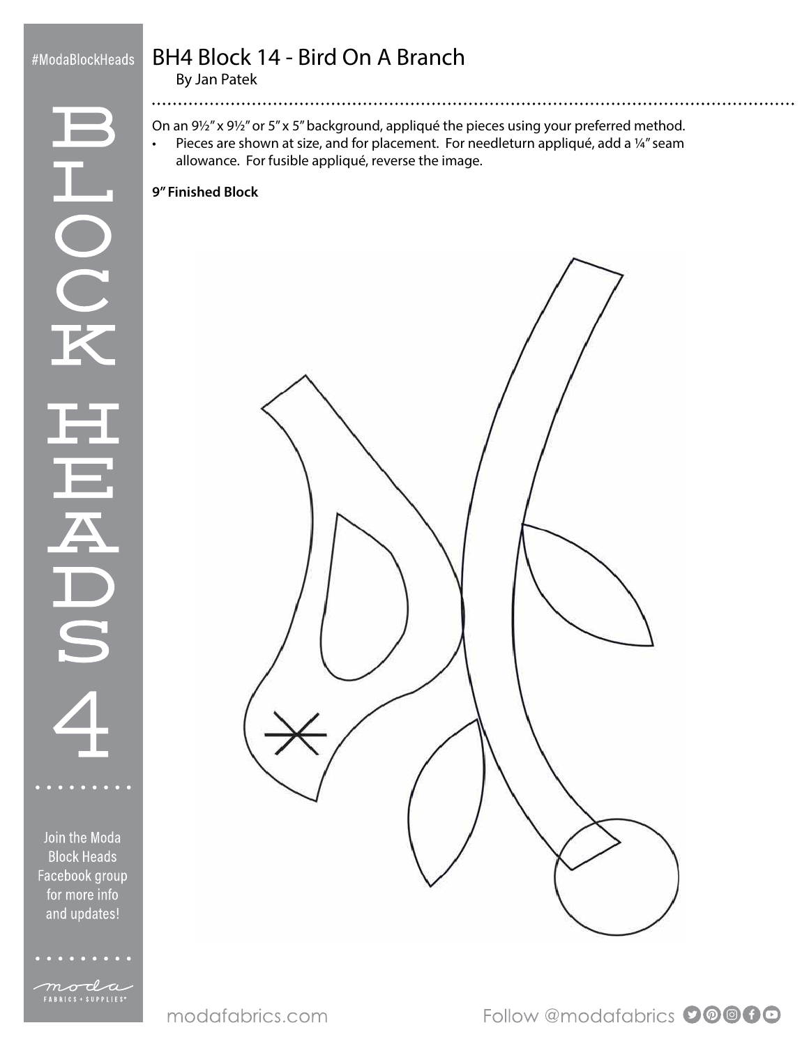# BH4 Block 14 - Bird On A Branch

By Jan Patek

On an 9½" x 9½" or 5" x 5" background, appliqué the pieces using your preferred method.

- Pieces are shown at size, and for placement. For needleturn appliqué, add a ¼" seam allowance. For fusible appliqué, reverse the image.

**9" Finished Block**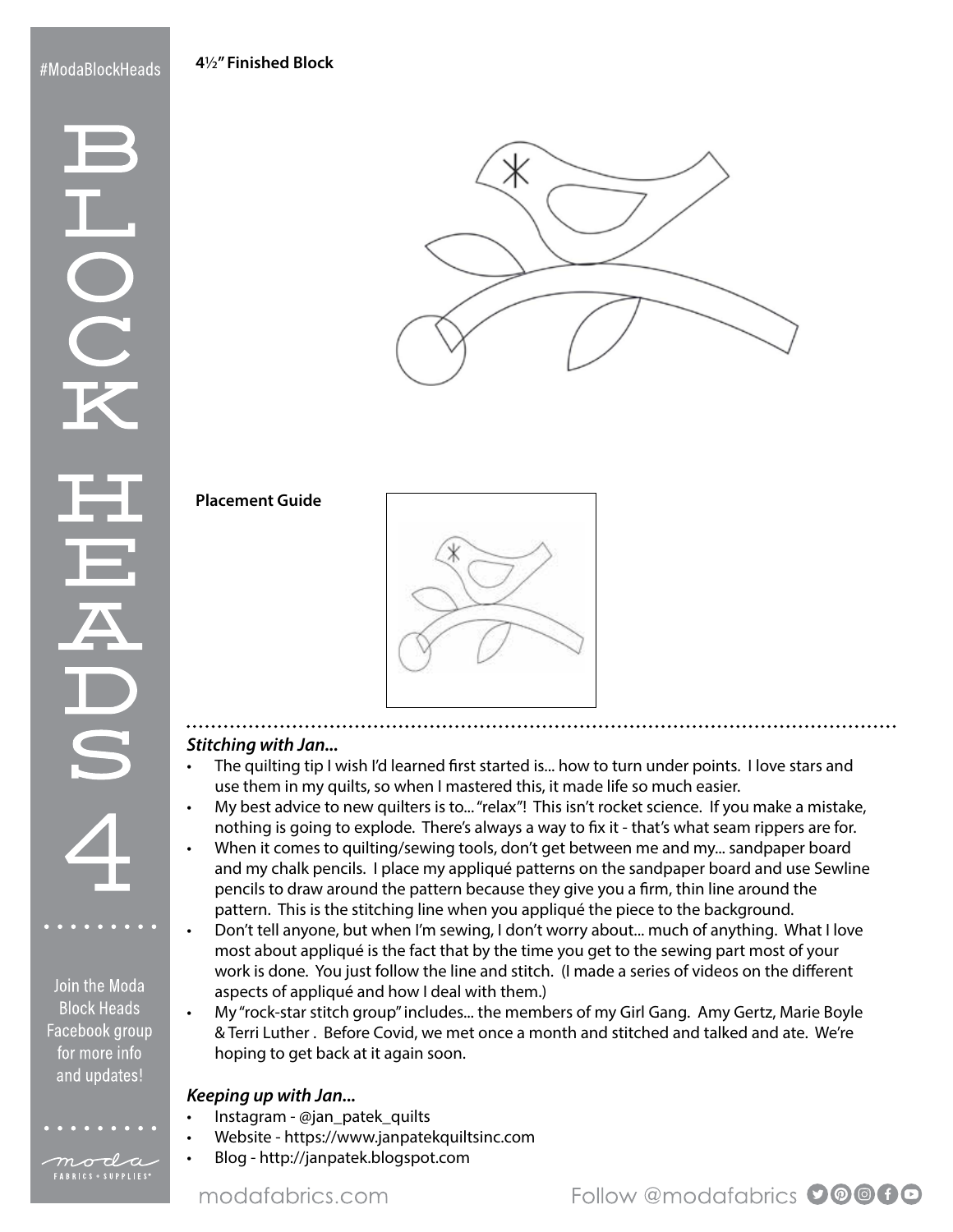**4½" Finished Block**

**Placement Guide**

***Stitching with Jan...***

- The quilting tip I wish I'd learned first started is... how to turn under points. I love stars and use them in my quilts, so when I mastered this, it made life so much easier.
- My best advice to new quilters is to... "relax"! This isn't rocket science. If you make a mistake, nothing is going to explode. There's always a way to fix it - that's what seam rippers are for.
- When it comes to quilting/sewing tools, don't get between me and my... sandpaper board and my chalk pencils. I place my appliqué patterns on the sandpaper board and use Sewline pencils to draw around the pattern because they give you a firm, thin line around the pattern. This is the stitching line when you appliqué the piece to the background.
- Don't tell anyone, but when I'm sewing, I don't worry about... much of anything. What I love most about appliqué is the fact that by the time you get to the sewing part most of your work is done. You just follow the line and stitch. (I made a series of videos on the different aspects of appliqué and how I deal with them.)
- My "rock-star stitch group" includes... the members of my Girl Gang. Amy Gertz, Marie Boyle & Terri Luther . Before Covid, we met once a month and stitched and talked and ate. We're hoping to get back at it again soon.

***Keeping up with Jan...***

- Instagram - @jan_patek_quilts
- Website - https://www.janpatekquiltsinc.com
- Blog - http://janpatek.blogspot.com

#ModaBlockHeads

BLOCK HEADS 4

Join the Moda Block Heads Facebook group for more info and updates!

moda FABRICS + SUPPLIES

modafabrics.com Follow @modafabrics